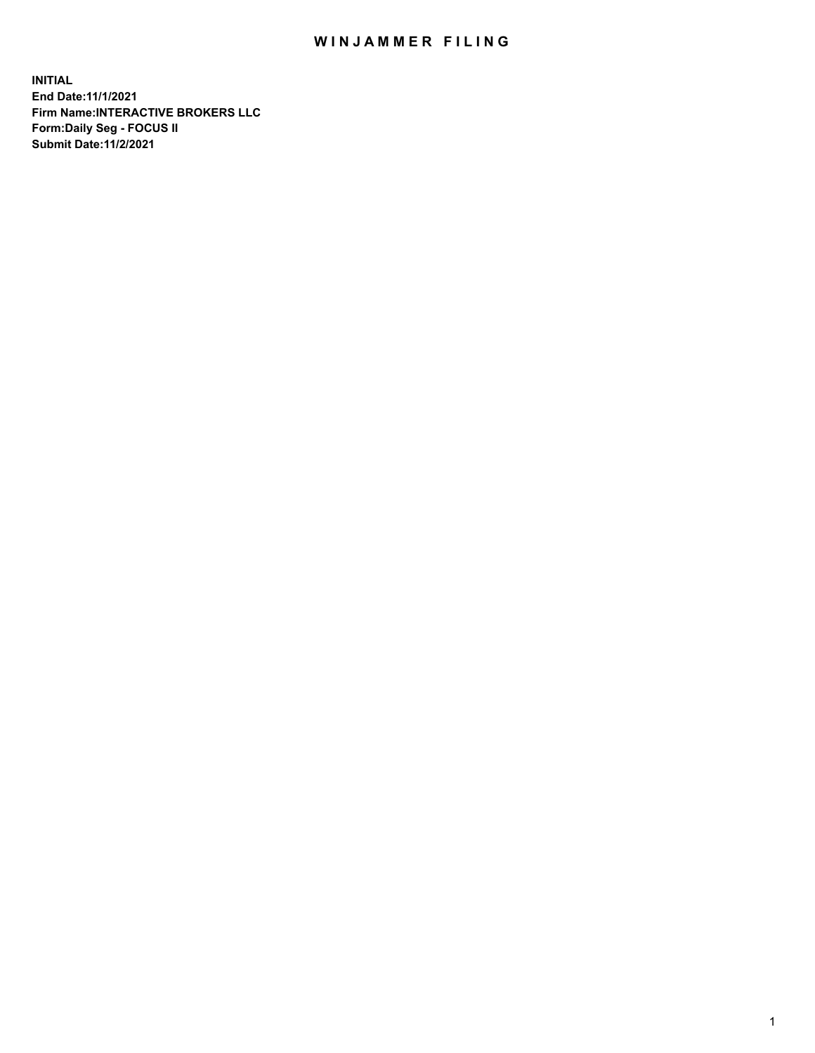# WINJAMMER FILING

**INITIAL**
**End Date:11/1/2021**
**Firm Name:INTERACTIVE BROKERS LLC**
**Form:Daily Seg - FOCUS II**
**Submit Date:11/2/2021**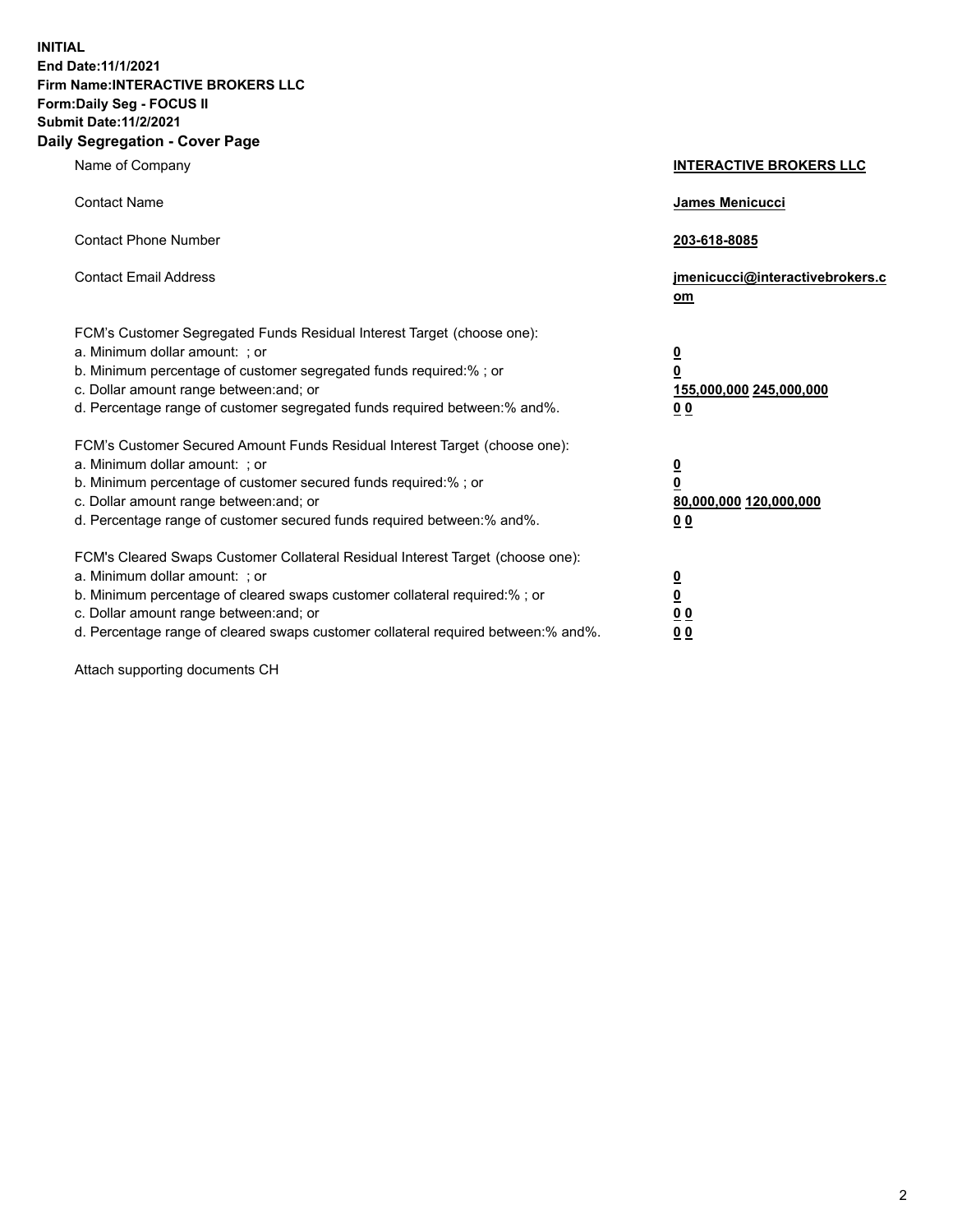**INITIAL**
**End Date:11/1/2021**
**Firm Name:INTERACTIVE BROKERS LLC**
**Form:Daily Seg - FOCUS II**
**Submit Date:11/2/2021**

## Daily Segregation - Cover Page

| | |
|---|---|
| Name of Company | **INTERACTIVE BROKERS LLC** |
| Contact Name | **James Menicucci** |
| Contact Phone Number | **203-618-8085** |
| Contact Email Address | **jmenicucci@interactivebrokers.com** |
| FCM's Customer Segregated Funds Residual Interest Target (choose one): | |
| a. Minimum dollar amount: ; or | **0** |
| b. Minimum percentage of customer segregated funds required:% ; or | **0** |
| c. Dollar amount range between:and; or | **155,000,000 245,000,000** |
| d. Percentage range of customer segregated funds required between:% and%. | **0 0** |
| FCM's Customer Secured Amount Funds Residual Interest Target (choose one): | |
| a. Minimum dollar amount: ; or | **0** |
| b. Minimum percentage of customer secured funds required:% ; or | **0** |
| c. Dollar amount range between:and; or | **80,000,000 120,000,000** |
| d. Percentage range of customer secured funds required between:% and%. | **0 0** |
| FCM's Cleared Swaps Customer Collateral Residual Interest Target (choose one): | |
| a. Minimum dollar amount: ; or | **0** |
| b. Minimum percentage of cleared swaps customer collateral required:% ; or | **0** |
| c. Dollar amount range between:and; or | **0 0** |
| d. Percentage range of cleared swaps customer collateral required between:% and%. | **0 0** |

Attach supporting documents CH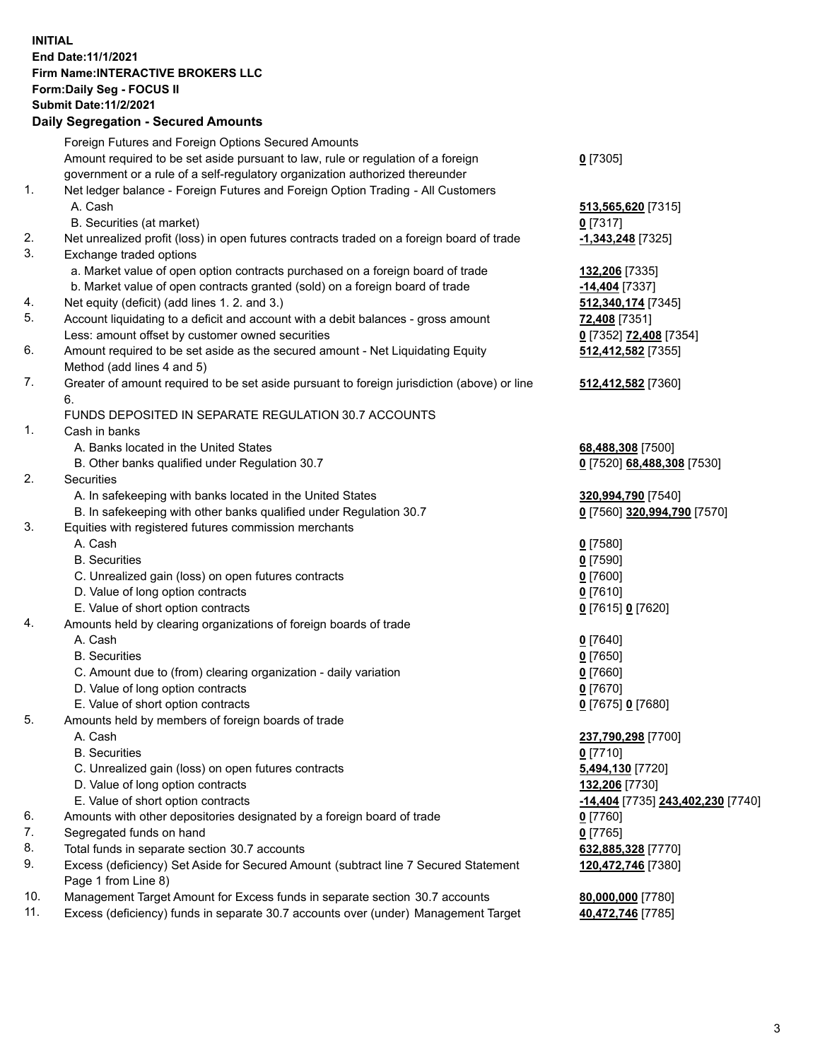**INITIAL**
**End Date:11/1/2021**
**Firm Name:INTERACTIVE BROKERS LLC**
**Form:Daily Seg - FOCUS II**
**Submit Date:11/2/2021**

## Daily Segregation - Secured Amounts

| | | |
|---|---|---|
| | Foreign Futures and Foreign Options Secured Amounts | |
| | Amount required to be set aside pursuant to law, rule or regulation of a foreign government or a rule of a self-regulatory organization authorized thereunder | **0** [7305] |
| 1. | Net ledger balance - Foreign Futures and Foreign Option Trading - All Customers | |
| | A. Cash | **513,565,620** [7315] |
| | B. Securities (at market) | **0** [7317] |
| 2. | Net unrealized profit (loss) in open futures contracts traded on a foreign board of trade | **-1,343,248** [7325] |
| 3. | Exchange traded options | |
| | a. Market value of open option contracts purchased on a foreign board of trade | **132,206** [7335] |
| | b. Market value of open contracts granted (sold) on a foreign board of trade | **-14,404** [7337] |
| 4. | Net equity (deficit) (add lines 1. 2. and 3.) | **512,340,174** [7345] |
| 5. | Account liquidating to a deficit and account with a debit balances - gross amount | **72,408** [7351] |
| | Less: amount offset by customer owned securities | **0** [7352] **72,408** [7354] |
| 6. | Amount required to be set aside as the secured amount - Net Liquidating Equity Method (add lines 4 and 5) | **512,412,582** [7355] |
| 7. | Greater of amount required to be set aside pursuant to foreign jurisdiction (above) or line 6. | **512,412,582** [7360] |
| | FUNDS DEPOSITED IN SEPARATE REGULATION 30.7 ACCOUNTS | |
| 1. | Cash in banks | |
| | A. Banks located in the United States | **68,488,308** [7500] |
| | B. Other banks qualified under Regulation 30.7 | **0** [7520] **68,488,308** [7530] |
| 2. | Securities | |
| | A. In safekeeping with banks located in the United States | **320,994,790** [7540] |
| | B. In safekeeping with other banks qualified under Regulation 30.7 | **0** [7560] **320,994,790** [7570] |
| 3. | Equities with registered futures commission merchants | |
| | A. Cash | **0** [7580] |
| | B. Securities | **0** [7590] |
| | C. Unrealized gain (loss) on open futures contracts | **0** [7600] |
| | D. Value of long option contracts | **0** [7610] |
| | E. Value of short option contracts | **0** [7615] **0** [7620] |
| 4. | Amounts held by clearing organizations of foreign boards of trade | |
| | A. Cash | **0** [7640] |
| | B. Securities | **0** [7650] |
| | C. Amount due to (from) clearing organization - daily variation | **0** [7660] |
| | D. Value of long option contracts | **0** [7670] |
| | E. Value of short option contracts | **0** [7675] **0** [7680] |
| 5. | Amounts held by members of foreign boards of trade | |
| | A. Cash | **237,790,298** [7700] |
| | B. Securities | **0** [7710] |
| | C. Unrealized gain (loss) on open futures contracts | **5,494,130** [7720] |
| | D. Value of long option contracts | **132,206** [7730] |
| | E. Value of short option contracts | **-14,404** [7735] **243,402,230** [7740] |
| 6. | Amounts with other depositories designated by a foreign board of trade | **0** [7760] |
| 7. | Segregated funds on hand | **0** [7765] |
| 8. | Total funds in separate section 30.7 accounts | **632,885,328** [7770] |
| 9. | Excess (deficiency) Set Aside for Secured Amount (subtract line 7 Secured Statement Page 1 from Line 8) | **120,472,746** [7380] |
| 10. | Management Target Amount for Excess funds in separate section 30.7 accounts | **80,000,000** [7780] |
| 11. | Excess (deficiency) funds in separate 30.7 accounts over (under) Management Target | **40,472,746** [7785] |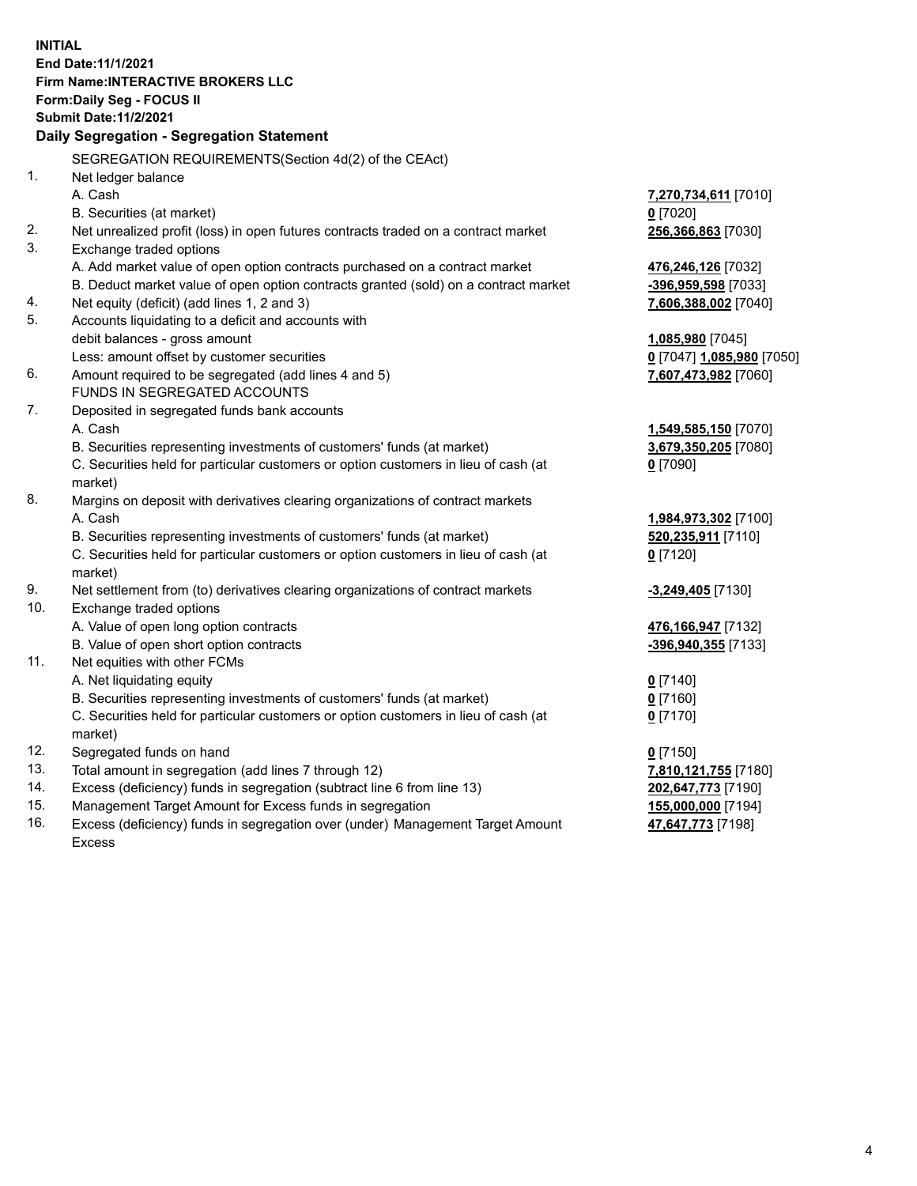**INITIAL**
**End Date:11/1/2021**
**Firm Name:INTERACTIVE BROKERS LLC**
**Form:Daily Seg - FOCUS II**
**Submit Date:11/2/2021**

**Daily Segregation - Segregation Statement**

| | | |
|---|---|---|
| | SEGREGATION REQUIREMENTS(Section 4d(2) of the CEAct) | |
| 1. | Net ledger balance | |
| | A. Cash | **7,270,734,611** [7010] |
| | B. Securities (at market) | **0** [7020] |
| 2. | Net unrealized profit (loss) in open futures contracts traded on a contract market | **256,366,863** [7030] |
| 3. | Exchange traded options | |
| | A. Add market value of open option contracts purchased on a contract market | **476,246,126** [7032] |
| | B. Deduct market value of open option contracts granted (sold) on a contract market | **-396,959,598** [7033] |
| 4. | Net equity (deficit) (add lines 1, 2 and 3) | **7,606,388,002** [7040] |
| 5. | Accounts liquidating to a deficit and accounts with | |
| | debit balances - gross amount | **1,085,980** [7045] |
| | Less: amount offset by customer securities | **0** [7047] **1,085,980** [7050] |
| 6. | Amount required to be segregated (add lines 4 and 5) | **7,607,473,982** [7060] |
| | FUNDS IN SEGREGATED ACCOUNTS | |
| 7. | Deposited in segregated funds bank accounts | |
| | A. Cash | **1,549,585,150** [7070] |
| | B. Securities representing investments of customers' funds (at market) | **3,679,350,205** [7080] |
| | C. Securities held for particular customers or option customers in lieu of cash (at market) | **0** [7090] |
| 8. | Margins on deposit with derivatives clearing organizations of contract markets | |
| | A. Cash | **1,984,973,302** [7100] |
| | B. Securities representing investments of customers' funds (at market) | **520,235,911** [7110] |
| | C. Securities held for particular customers or option customers in lieu of cash (at market) | **0** [7120] |
| 9. | Net settlement from (to) derivatives clearing organizations of contract markets | **-3,249,405** [7130] |
| 10. | Exchange traded options | |
| | A. Value of open long option contracts | **476,166,947** [7132] |
| | B. Value of open short option contracts | **-396,940,355** [7133] |
| 11. | Net equities with other FCMs | |
| | A. Net liquidating equity | **0** [7140] |
| | B. Securities representing investments of customers' funds (at market) | **0** [7160] |
| | C. Securities held for particular customers or option customers in lieu of cash (at market) | **0** [7170] |
| 12. | Segregated funds on hand | **0** [7150] |
| 13. | Total amount in segregation (add lines 7 through 12) | **7,810,121,755** [7180] |
| 14. | Excess (deficiency) funds in segregation (subtract line 6 from line 13) | **202,647,773** [7190] |
| 15. | Management Target Amount for Excess funds in segregation | **155,000,000** [7194] |
| 16. | Excess (deficiency) funds in segregation over (under) Management Target Amount Excess | **47,647,773** [7198] |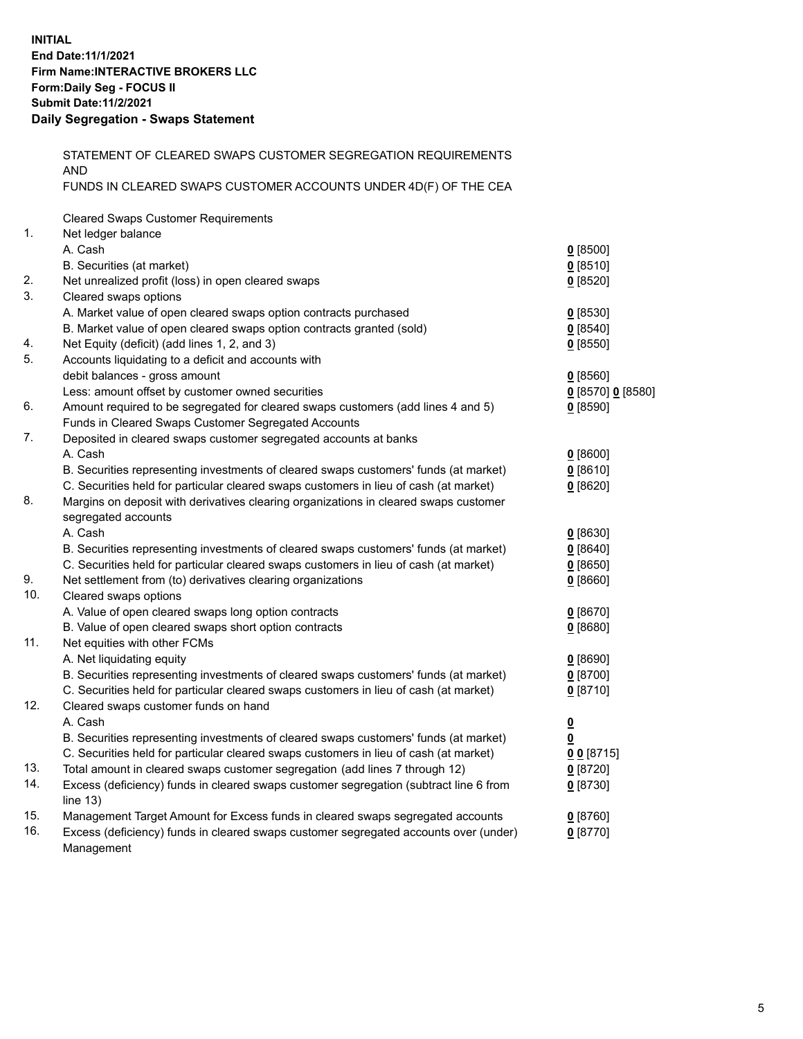**INITIAL**
**End Date:11/1/2021**
**Firm Name:INTERACTIVE BROKERS LLC**
**Form:Daily Seg - FOCUS II**
**Submit Date:11/2/2021**
**Daily Segregation - Swaps Statement**

STATEMENT OF CLEARED SWAPS CUSTOMER SEGREGATION REQUIREMENTS AND FUNDS IN CLEARED SWAPS CUSTOMER ACCOUNTS UNDER 4D(F) OF THE CEA

| | | |
|---|---|---|
| | Cleared Swaps Customer Requirements | |
| 1. | Net ledger balance | |
| | A. Cash | 0 [8500] |
| | B. Securities (at market) | 0 [8510] |
| 2. | Net unrealized profit (loss) in open cleared swaps | 0 [8520] |
| 3. | Cleared swaps options | |
| | A. Market value of open cleared swaps option contracts purchased | 0 [8530] |
| | B. Market value of open cleared swaps option contracts granted (sold) | 0 [8540] |
| 4. | Net Equity (deficit) (add lines 1, 2, and 3) | 0 [8550] |
| 5. | Accounts liquidating to a deficit and accounts with debit balances - gross amount | 0 [8560] |
| | Less: amount offset by customer owned securities | 0 [8570] 0 [8580] |
| 6. | Amount required to be segregated for cleared swaps customers (add lines 4 and 5) | 0 [8590] |
| | Funds in Cleared Swaps Customer Segregated Accounts | |
| 7. | Deposited in cleared swaps customer segregated accounts at banks | |
| | A. Cash | 0 [8600] |
| | B. Securities representing investments of cleared swaps customers' funds (at market) | 0 [8610] |
| | C. Securities held for particular cleared swaps customers in lieu of cash (at market) | 0 [8620] |
| 8. | Margins on deposit with derivatives clearing organizations in cleared swaps customer segregated accounts | |
| | A. Cash | 0 [8630] |
| | B. Securities representing investments of cleared swaps customers' funds (at market) | 0 [8640] |
| | C. Securities held for particular cleared swaps customers in lieu of cash (at market) | 0 [8650] |
| 9. | Net settlement from (to) derivatives clearing organizations | 0 [8660] |
| 10. | Cleared swaps options | |
| | A. Value of open cleared swaps long option contracts | 0 [8670] |
| | B. Value of open cleared swaps short option contracts | 0 [8680] |
| 11. | Net equities with other FCMs | |
| | A. Net liquidating equity | 0 [8690] |
| | B. Securities representing investments of cleared swaps customers' funds (at market) | 0 [8700] |
| | C. Securities held for particular cleared swaps customers in lieu of cash (at market) | 0 [8710] |
| 12. | Cleared swaps customer funds on hand | |
| | A. Cash | 0 |
| | B. Securities representing investments of cleared swaps customers' funds (at market) | 0 |
| | C. Securities held for particular cleared swaps customers in lieu of cash (at market) | 0 0 [8715] |
| 13. | Total amount in cleared swaps customer segregation (add lines 7 through 12) | 0 [8720] |
| 14. | Excess (deficiency) funds in cleared swaps customer segregation (subtract line 6 from line 13) | 0 [8730] |
| 15. | Management Target Amount for Excess funds in cleared swaps segregated accounts | 0 [8760] |
| 16. | Excess (deficiency) funds in cleared swaps customer segregated accounts over (under) Management | 0 [8770] |